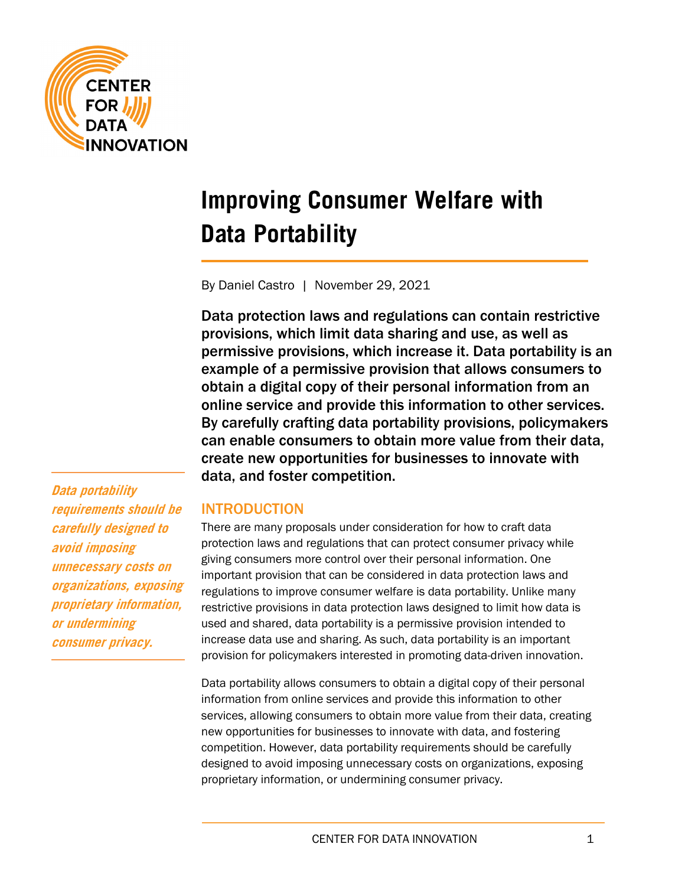# Improving Consumer Welfare with Data Portability

By Daniel Castro | November 29, 2021

**Data protection laws and regulations can contain restrictive provisions, which limit data sharing and use, as well as permissive provisions, which increase it. Data portability is an example of a permissive provision that allows consumers to obtain a digital copy of their personal information from an online service and provide this information to other services. By carefully crafting data portability provisions, policymakers can enable consumers to obtain more value from their data, create new opportunities for businesses to innovate with data, and foster competition.**

*Data portability requirements should be carefully designed to avoid imposing unnecessary costs on organizations, exposing proprietary information, or undermining consumer privacy.*

## INTRODUCTION

There are many proposals under consideration for how to craft data protection laws and regulations that can protect consumer privacy while giving consumers more control over their personal information. One important provision that can be considered in data protection laws and regulations to improve consumer welfare is data portability. Unlike many restrictive provisions in data protection laws designed to limit how data is used and shared, data portability is a permissive provision intended to increase data use and sharing. As such, data portability is an important provision for policymakers interested in promoting data-driven innovation.

Data portability allows consumers to obtain a digital copy of their personal information from online services and provide this information to other services, allowing consumers to obtain more value from their data, creating new opportunities for businesses to innovate with data, and fostering competition. However, data portability requirements should be carefully designed to avoid imposing unnecessary costs on organizations, exposing proprietary information, or undermining consumer privacy.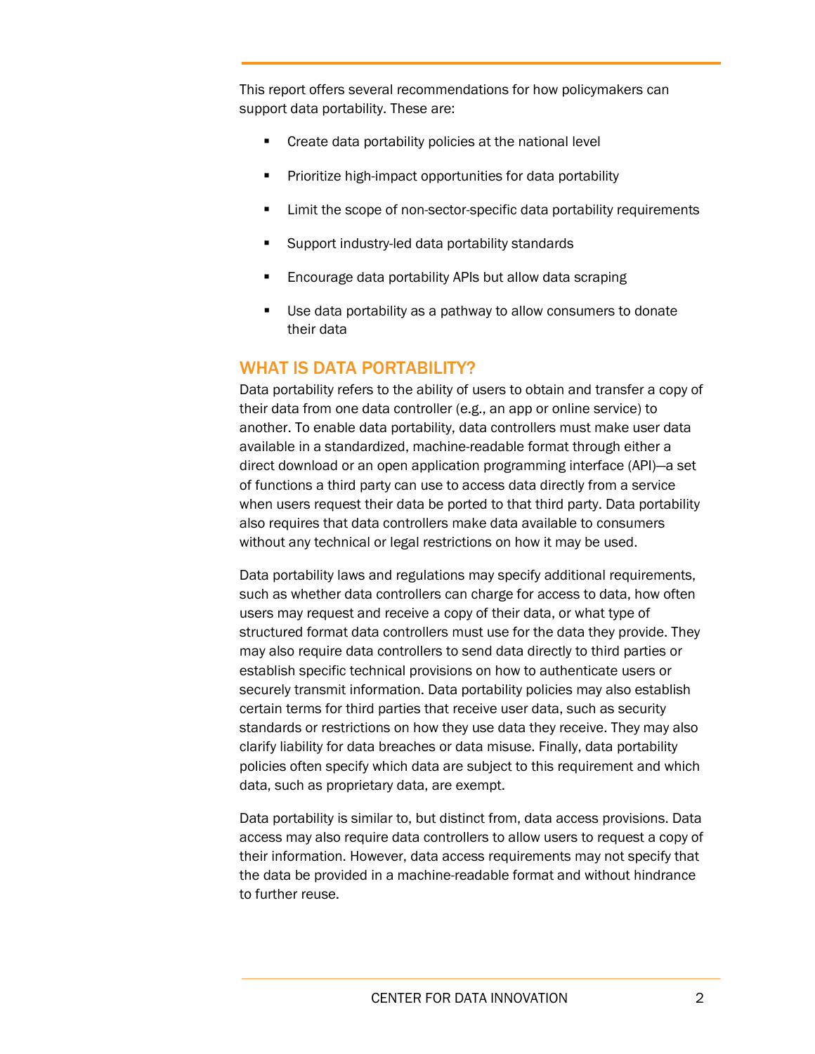This report offers several recommendations for how policymakers can support data portability. These are:

- Create data portability policies at the national level
- Prioritize high-impact opportunities for data portability
- Limit the scope of non-sector-specific data portability requirements
- Support industry-led data portability standards
- Encourage data portability APIs but allow data scraping
- Use data portability as a pathway to allow consumers to donate their data

## WHAT IS DATA PORTABILITY?

Data portability refers to the ability of users to obtain and transfer a copy of their data from one data controller (e.g., an app or online service) to another. To enable data portability, data controllers must make user data available in a standardized, machine-readable format through either a direct download or an open application programming interface (API)—a set of functions a third party can use to access data directly from a service when users request their data be ported to that third party. Data portability also requires that data controllers make data available to consumers without any technical or legal restrictions on how it may be used.

Data portability laws and regulations may specify additional requirements, such as whether data controllers can charge for access to data, how often users may request and receive a copy of their data, or what type of structured format data controllers must use for the data they provide. They may also require data controllers to send data directly to third parties or establish specific technical provisions on how to authenticate users or securely transmit information. Data portability policies may also establish certain terms for third parties that receive user data, such as security standards or restrictions on how they use data they receive. They may also clarify liability for data breaches or data misuse. Finally, data portability policies often specify which data are subject to this requirement and which data, such as proprietary data, are exempt.

Data portability is similar to, but distinct from, data access provisions. Data access may also require data controllers to allow users to request a copy of their information. However, data access requirements may not specify that the data be provided in a machine-readable format and without hindrance to further reuse.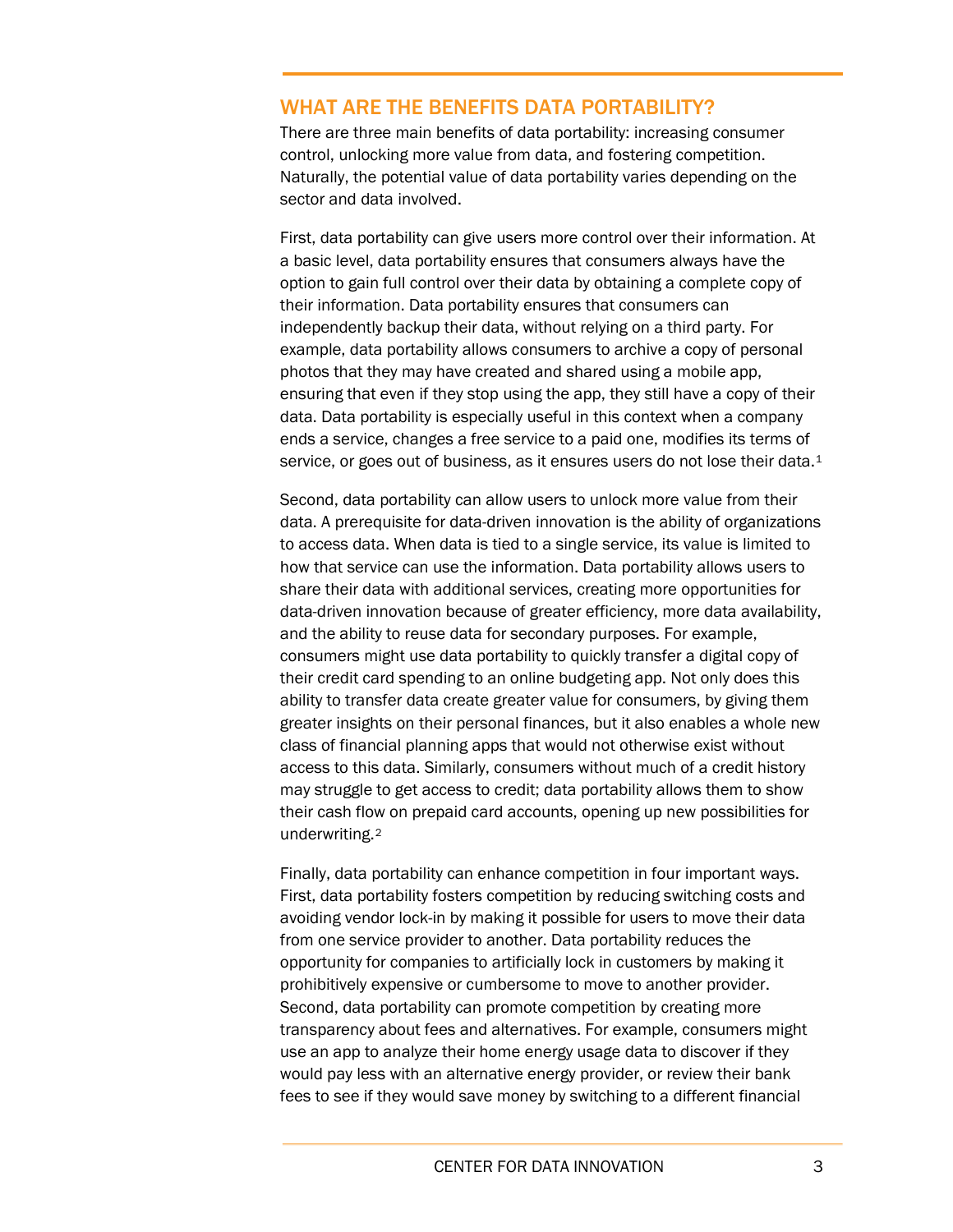## WHAT ARE THE BENEFITS DATA PORTABILITY?

There are three main benefits of data portability: increasing consumer control, unlocking more value from data, and fostering competition. Naturally, the potential value of data portability varies depending on the sector and data involved.

First, data portability can give users more control over their information. At a basic level, data portability ensures that consumers always have the option to gain full control over their data by obtaining a complete copy of their information. Data portability ensures that consumers can independently backup their data, without relying on a third party. For example, data portability allows consumers to archive a copy of personal photos that they may have created and shared using a mobile app, ensuring that even if they stop using the app, they still have a copy of their data. Data portability is especially useful in this context when a company ends a service, changes a free service to a paid one, modifies its terms of service, or goes out of business, as it ensures users do not lose their data.[1]

Second, data portability can allow users to unlock more value from their data. A prerequisite for data-driven innovation is the ability of organizations to access data. When data is tied to a single service, its value is limited to how that service can use the information. Data portability allows users to share their data with additional services, creating more opportunities for data-driven innovation because of greater efficiency, more data availability, and the ability to reuse data for secondary purposes. For example, consumers might use data portability to quickly transfer a digital copy of their credit card spending to an online budgeting app. Not only does this ability to transfer data create greater value for consumers, by giving them greater insights on their personal finances, but it also enables a whole new class of financial planning apps that would not otherwise exist without access to this data. Similarly, consumers without much of a credit history may struggle to get access to credit; data portability allows them to show their cash flow on prepaid card accounts, opening up new possibilities for underwriting.[2]

Finally, data portability can enhance competition in four important ways. First, data portability fosters competition by reducing switching costs and avoiding vendor lock-in by making it possible for users to move their data from one service provider to another. Data portability reduces the opportunity for companies to artificially lock in customers by making it prohibitively expensive or cumbersome to move to another provider. Second, data portability can promote competition by creating more transparency about fees and alternatives. For example, consumers might use an app to analyze their home energy usage data to discover if they would pay less with an alternative energy provider, or review their bank fees to see if they would save money by switching to a different financial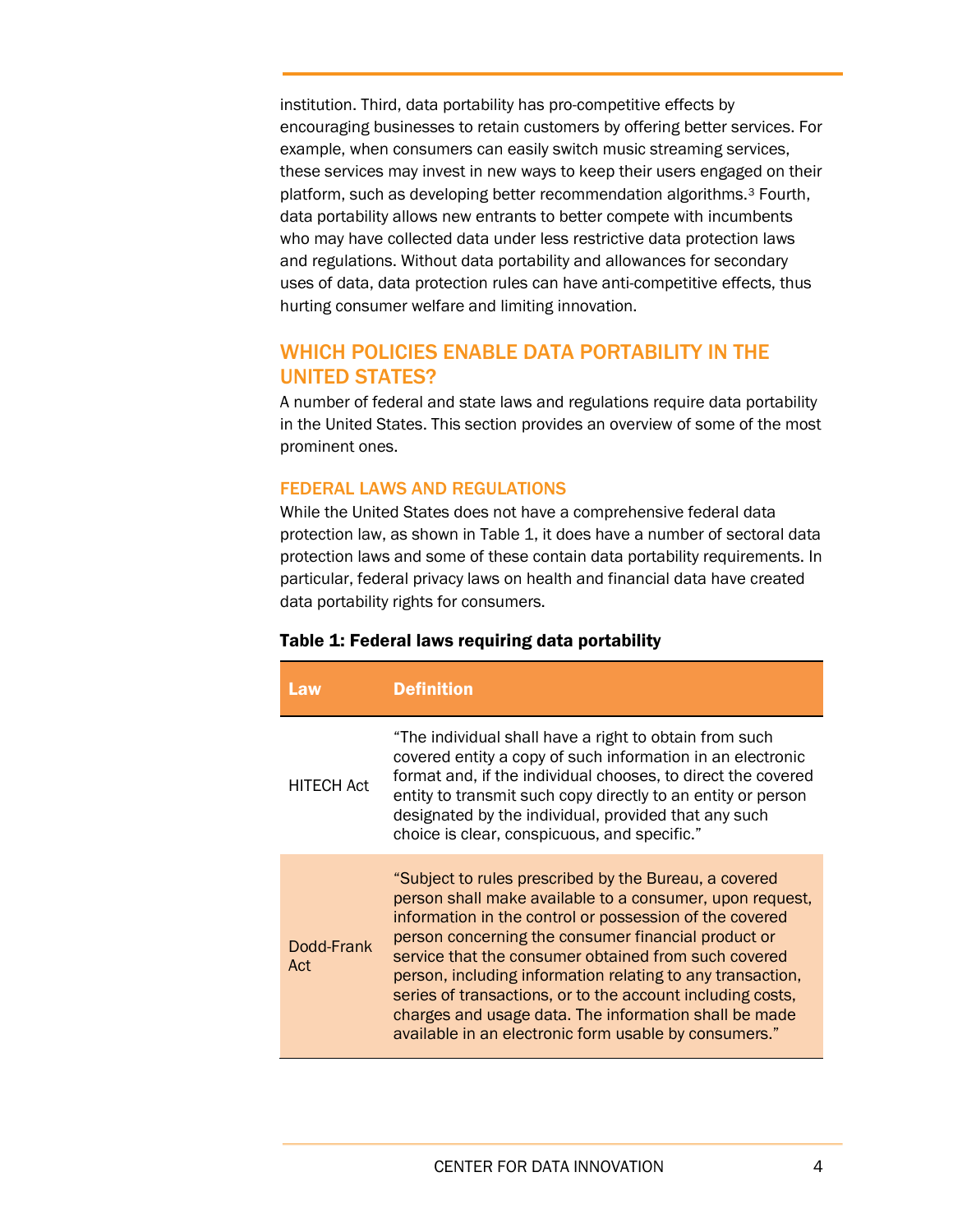institution. Third, data portability has pro-competitive effects by encouraging businesses to retain customers by offering better services. For example, when consumers can easily switch music streaming services, these services may invest in new ways to keep their users engaged on their platform, such as developing better recommendation algorithms.[3] Fourth, data portability allows new entrants to better compete with incumbents who may have collected data under less restrictive data protection laws and regulations. Without data portability and allowances for secondary uses of data, data protection rules can have anti-competitive effects, thus hurting consumer welfare and limiting innovation.

## WHICH POLICIES ENABLE DATA PORTABILITY IN THE UNITED STATES?

A number of federal and state laws and regulations require data portability in the United States. This section provides an overview of some of the most prominent ones.

### FEDERAL LAWS AND REGULATIONS

While the United States does not have a comprehensive federal data protection law, as shown in Table 1, it does have a number of sectoral data protection laws and some of these contain data portability requirements. In particular, federal privacy laws on health and financial data have created data portability rights for consumers.

**Table 1: Federal laws requiring data portability**

| Law | Definition |
|---|---|
| HITECH Act | "The individual shall have a right to obtain from such covered entity a copy of such information in an electronic format and, if the individual chooses, to direct the covered entity to transmit such copy directly to an entity or person designated by the individual, provided that any such choice is clear, conspicuous, and specific." |
| Dodd-Frank Act | "Subject to rules prescribed by the Bureau, a covered person shall make available to a consumer, upon request, information in the control or possession of the covered person concerning the consumer financial product or service that the consumer obtained from such covered person, including information relating to any transaction, series of transactions, or to the account including costs, charges and usage data. The information shall be made available in an electronic form usable by consumers." |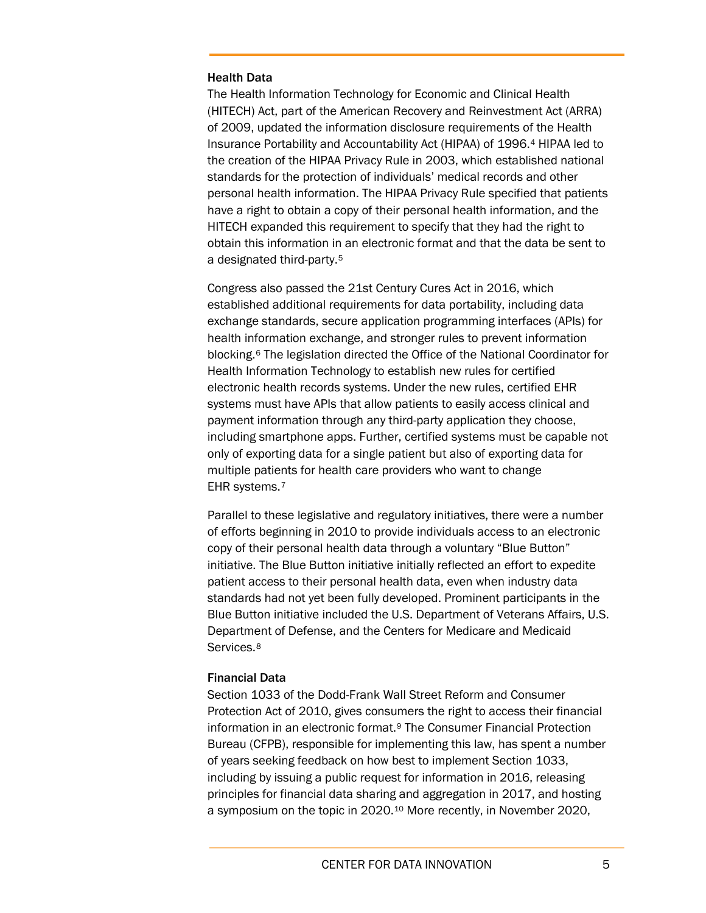### Health Data

The Health Information Technology for Economic and Clinical Health (HITECH) Act, part of the American Recovery and Reinvestment Act (ARRA) of 2009, updated the information disclosure requirements of the Health Insurance Portability and Accountability Act (HIPAA) of 1996.[4] HIPAA led to the creation of the HIPAA Privacy Rule in 2003, which established national standards for the protection of individuals' medical records and other personal health information. The HIPAA Privacy Rule specified that patients have a right to obtain a copy of their personal health information, and the HITECH expanded this requirement to specify that they had the right to obtain this information in an electronic format and that the data be sent to a designated third-party.[5]

Congress also passed the 21st Century Cures Act in 2016, which established additional requirements for data portability, including data exchange standards, secure application programming interfaces (APIs) for health information exchange, and stronger rules to prevent information blocking.[6] The legislation directed the Office of the National Coordinator for Health Information Technology to establish new rules for certified electronic health records systems. Under the new rules, certified EHR systems must have APIs that allow patients to easily access clinical and payment information through any third-party application they choose, including smartphone apps. Further, certified systems must be capable not only of exporting data for a single patient but also of exporting data for multiple patients for health care providers who want to change EHR systems.[7]

Parallel to these legislative and regulatory initiatives, there were a number of efforts beginning in 2010 to provide individuals access to an electronic copy of their personal health data through a voluntary "Blue Button" initiative. The Blue Button initiative initially reflected an effort to expedite patient access to their personal health data, even when industry data standards had not yet been fully developed. Prominent participants in the Blue Button initiative included the U.S. Department of Veterans Affairs, U.S. Department of Defense, and the Centers for Medicare and Medicaid Services.[8]

### Financial Data

Section 1033 of the Dodd-Frank Wall Street Reform and Consumer Protection Act of 2010, gives consumers the right to access their financial information in an electronic format.[9] The Consumer Financial Protection Bureau (CFPB), responsible for implementing this law, has spent a number of years seeking feedback on how best to implement Section 1033, including by issuing a public request for information in 2016, releasing principles for financial data sharing and aggregation in 2017, and hosting a symposium on the topic in 2020.[10] More recently, in November 2020,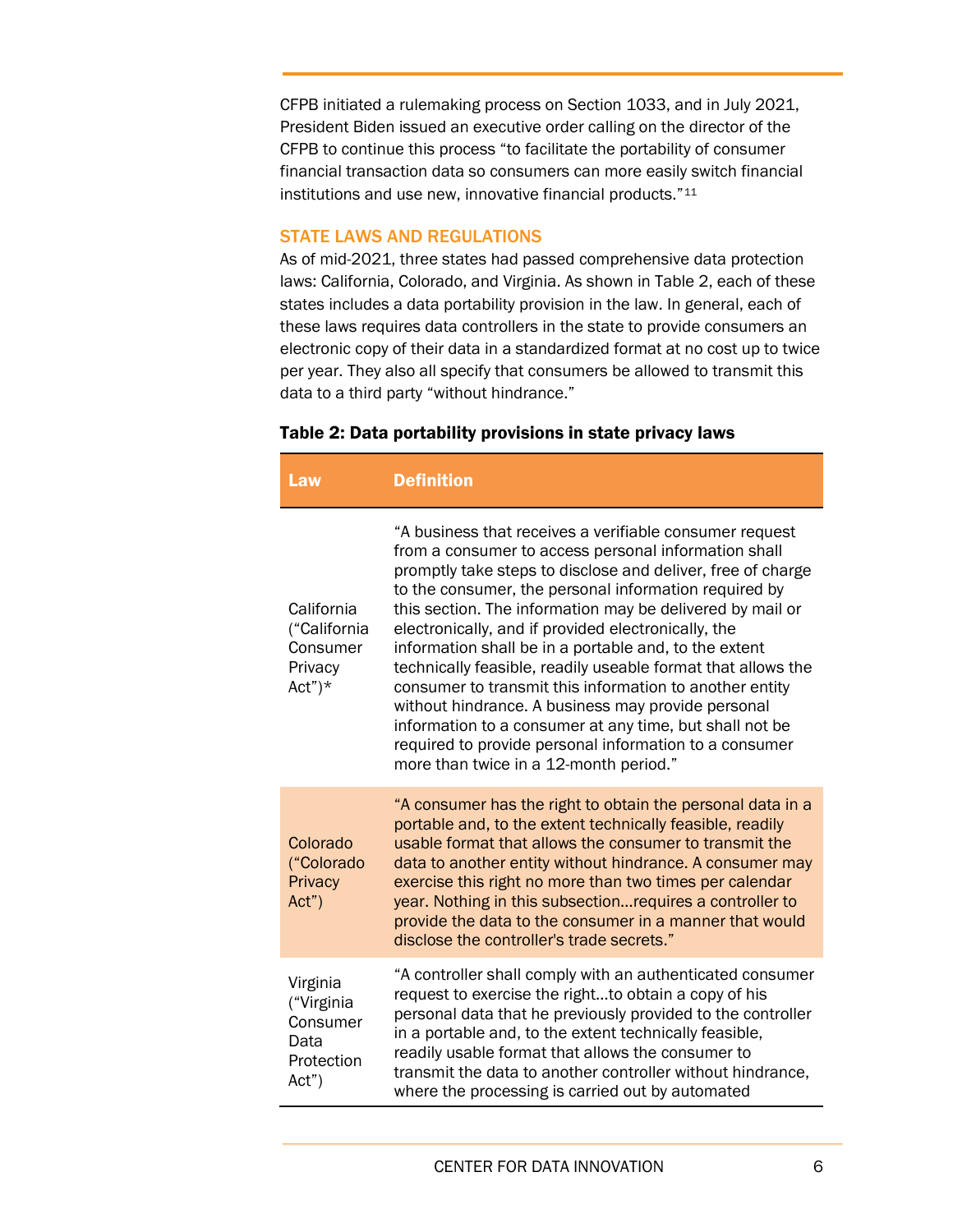CFPB initiated a rulemaking process on Section 1033, and in July 2021, President Biden issued an executive order calling on the director of the CFPB to continue this process "to facilitate the portability of consumer financial transaction data so consumers can more easily switch financial institutions and use new, innovative financial products."[11]

## STATE LAWS AND REGULATIONS

As of mid-2021, three states had passed comprehensive data protection laws: California, Colorado, and Virginia. As shown in Table 2, each of these states includes a data portability provision in the law. In general, each of these laws requires data controllers in the state to provide consumers an electronic copy of their data in a standardized format at no cost up to twice per year. They also all specify that consumers be allowed to transmit this data to a third party "without hindrance."

**Table 2: Data portability provisions in state privacy laws**

| Law | Definition |
| --- | --- |
| California ("California Consumer Privacy Act")* | "A business that receives a verifiable consumer request from a consumer to access personal information shall promptly take steps to disclose and deliver, free of charge to the consumer, the personal information required by this section. The information may be delivered by mail or electronically, and if provided electronically, the information shall be in a portable and, to the extent technically feasible, readily useable format that allows the consumer to transmit this information to another entity without hindrance. A business may provide personal information to a consumer at any time, but shall not be required to provide personal information to a consumer more than twice in a 12-month period." |
| Colorado ("Colorado Privacy Act") | "A consumer has the right to obtain the personal data in a portable and, to the extent technically feasible, readily usable format that allows the consumer to transmit the data to another entity without hindrance. A consumer may exercise this right no more than two times per calendar year. Nothing in this subsection…requires a controller to provide the data to the consumer in a manner that would disclose the controller's trade secrets." |
| Virginia ("Virginia Consumer Data Protection Act") | "A controller shall comply with an authenticated consumer request to exercise the right…to obtain a copy of his personal data that he previously provided to the controller in a portable and, to the extent technically feasible, readily usable format that allows the consumer to transmit the data to another controller without hindrance, where the processing is carried out by automated |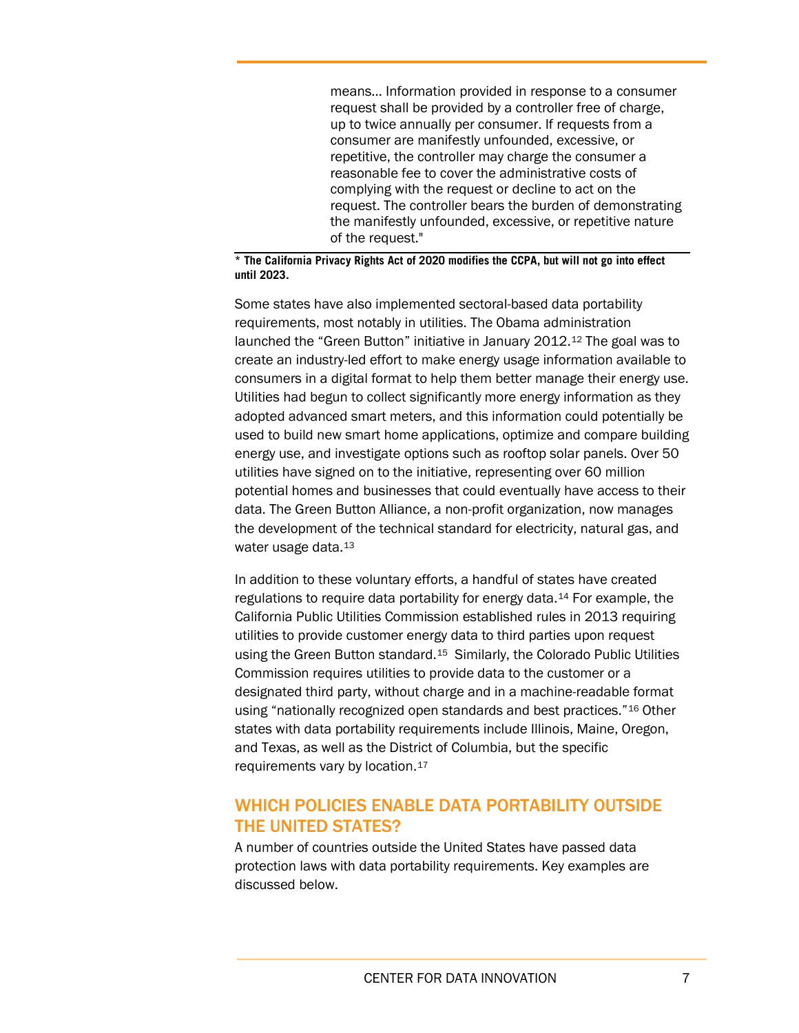means… Information provided in response to a consumer request shall be provided by a controller free of charge, up to twice annually per consumer. If requests from a consumer are manifestly unfounded, excessive, or repetitive, the controller may charge the consumer a reasonable fee to cover the administrative costs of complying with the request or decline to act on the request. The controller bears the burden of demonstrating the manifestly unfounded, excessive, or repetitive nature of the request."

**\* The California Privacy Rights Act of 2020 modifies the CCPA, but will not go into effect until 2023.**

Some states have also implemented sectoral-based data portability requirements, most notably in utilities. The Obama administration launched the "Green Button" initiative in January 2012.[12] The goal was to create an industry-led effort to make energy usage information available to consumers in a digital format to help them better manage their energy use. Utilities had begun to collect significantly more energy information as they adopted advanced smart meters, and this information could potentially be used to build new smart home applications, optimize and compare building energy use, and investigate options such as rooftop solar panels. Over 50 utilities have signed on to the initiative, representing over 60 million potential homes and businesses that could eventually have access to their data. The Green Button Alliance, a non-profit organization, now manages the development of the technical standard for electricity, natural gas, and water usage data.[13]

In addition to these voluntary efforts, a handful of states have created regulations to require data portability for energy data.[14] For example, the California Public Utilities Commission established rules in 2013 requiring utilities to provide customer energy data to third parties upon request using the Green Button standard.[15] Similarly, the Colorado Public Utilities Commission requires utilities to provide data to the customer or a designated third party, without charge and in a machine-readable format using "nationally recognized open standards and best practices."[16] Other states with data portability requirements include Illinois, Maine, Oregon, and Texas, as well as the District of Columbia, but the specific requirements vary by location.[17]

## WHICH POLICIES ENABLE DATA PORTABILITY OUTSIDE THE UNITED STATES?

A number of countries outside the United States have passed data protection laws with data portability requirements. Key examples are discussed below.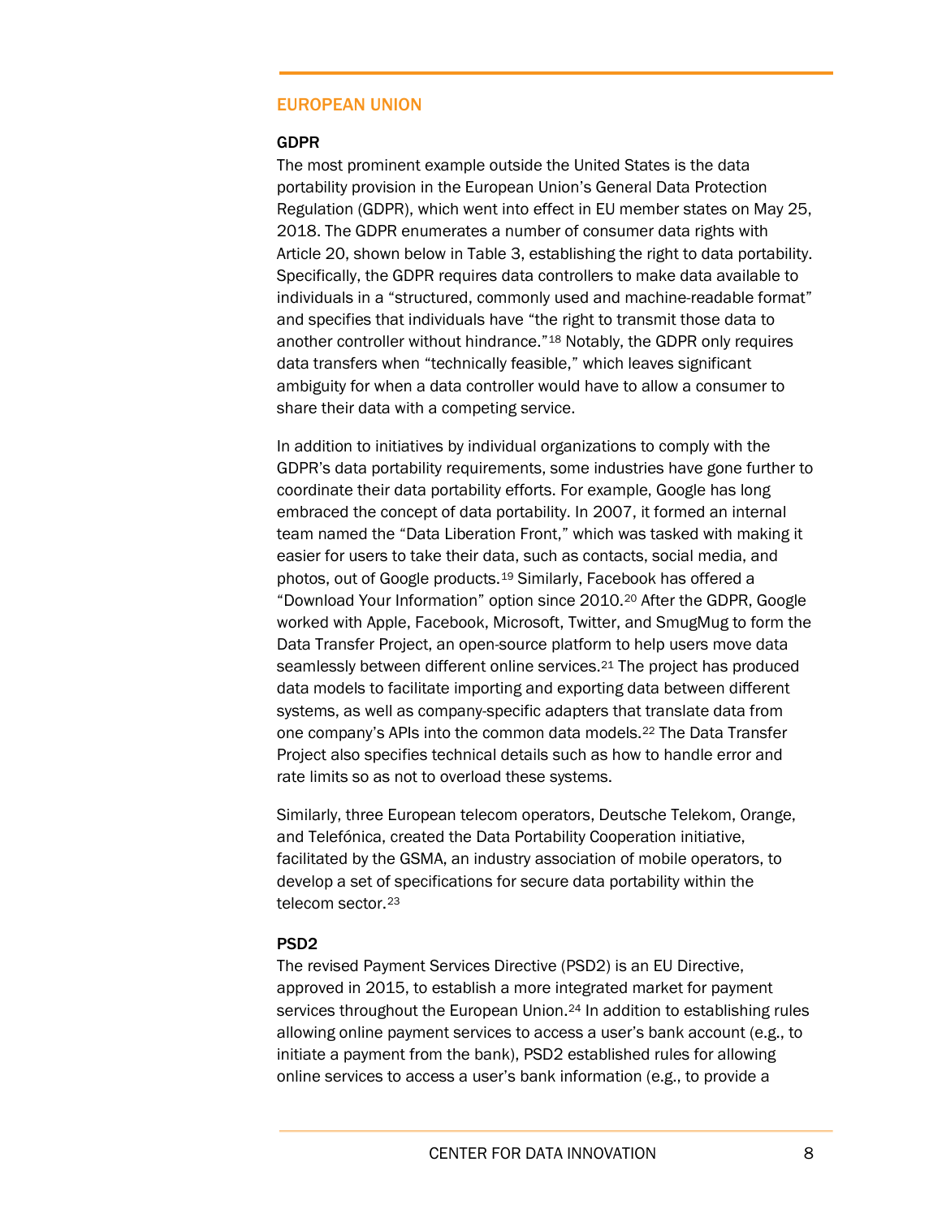## EUROPEAN UNION

### GDPR

The most prominent example outside the United States is the data portability provision in the European Union's General Data Protection Regulation (GDPR), which went into effect in EU member states on May 25, 2018. The GDPR enumerates a number of consumer data rights with Article 20, shown below in Table 3, establishing the right to data portability. Specifically, the GDPR requires data controllers to make data available to individuals in a "structured, commonly used and machine-readable format" and specifies that individuals have "the right to transmit those data to another controller without hindrance."[18] Notably, the GDPR only requires data transfers when "technically feasible," which leaves significant ambiguity for when a data controller would have to allow a consumer to share their data with a competing service.

In addition to initiatives by individual organizations to comply with the GDPR's data portability requirements, some industries have gone further to coordinate their data portability efforts. For example, Google has long embraced the concept of data portability. In 2007, it formed an internal team named the "Data Liberation Front," which was tasked with making it easier for users to take their data, such as contacts, social media, and photos, out of Google products.[19] Similarly, Facebook has offered a "Download Your Information" option since 2010.[20] After the GDPR, Google worked with Apple, Facebook, Microsoft, Twitter, and SmugMug to form the Data Transfer Project, an open-source platform to help users move data seamlessly between different online services.[21] The project has produced data models to facilitate importing and exporting data between different systems, as well as company-specific adapters that translate data from one company's APIs into the common data models.[22] The Data Transfer Project also specifies technical details such as how to handle error and rate limits so as not to overload these systems.

Similarly, three European telecom operators, Deutsche Telekom, Orange, and Telefónica, created the Data Portability Cooperation initiative, facilitated by the GSMA, an industry association of mobile operators, to develop a set of specifications for secure data portability within the telecom sector.[23]

### PSD2

The revised Payment Services Directive (PSD2) is an EU Directive, approved in 2015, to establish a more integrated market for payment services throughout the European Union.[24] In addition to establishing rules allowing online payment services to access a user's bank account (e.g., to initiate a payment from the bank), PSD2 established rules for allowing online services to access a user's bank information (e.g., to provide a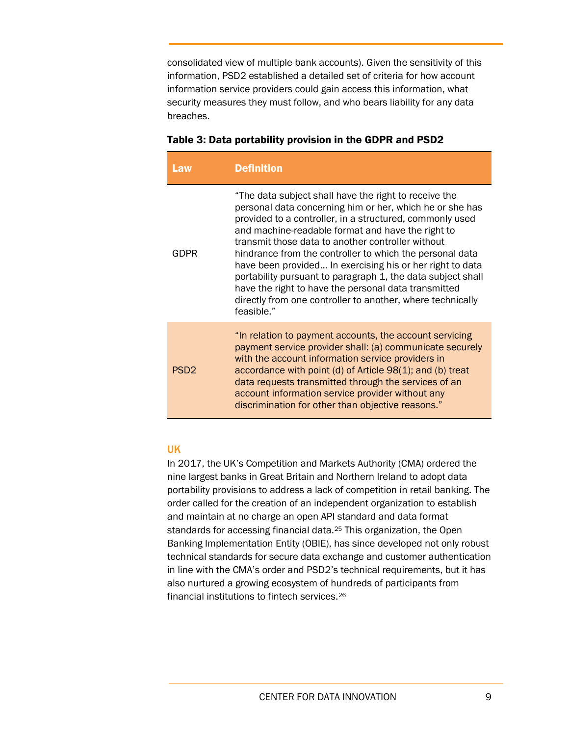consolidated view of multiple bank accounts). Given the sensitivity of this information, PSD2 established a detailed set of criteria for how account information service providers could gain access this information, what security measures they must follow, and who bears liability for any data breaches.

**Table 3: Data portability provision in the GDPR and PSD2**

| Law | Definition |
| --- | --- |
| GDPR | "The data subject shall have the right to receive the personal data concerning him or her, which he or she has provided to a controller, in a structured, commonly used and machine-readable format and have the right to transmit those data to another controller without hindrance from the controller to which the personal data have been provided… In exercising his or her right to data portability pursuant to paragraph 1, the data subject shall have the right to have the personal data transmitted directly from one controller to another, where technically feasible." |
| PSD2 | "In relation to payment accounts, the account servicing payment service provider shall: (a) communicate securely with the account information service providers in accordance with point (d) of Article 98(1); and (b) treat data requests transmitted through the services of an account information service provider without any discrimination for other than objective reasons." |

### UK

In 2017, the UK's Competition and Markets Authority (CMA) ordered the nine largest banks in Great Britain and Northern Ireland to adopt data portability provisions to address a lack of competition in retail banking. The order called for the creation of an independent organization to establish and maintain at no charge an open API standard and data format standards for accessing financial data.[25] This organization, the Open Banking Implementation Entity (OBIE), has since developed not only robust technical standards for secure data exchange and customer authentication in line with the CMA's order and PSD2's technical requirements, but it has also nurtured a growing ecosystem of hundreds of participants from financial institutions to fintech services.[26]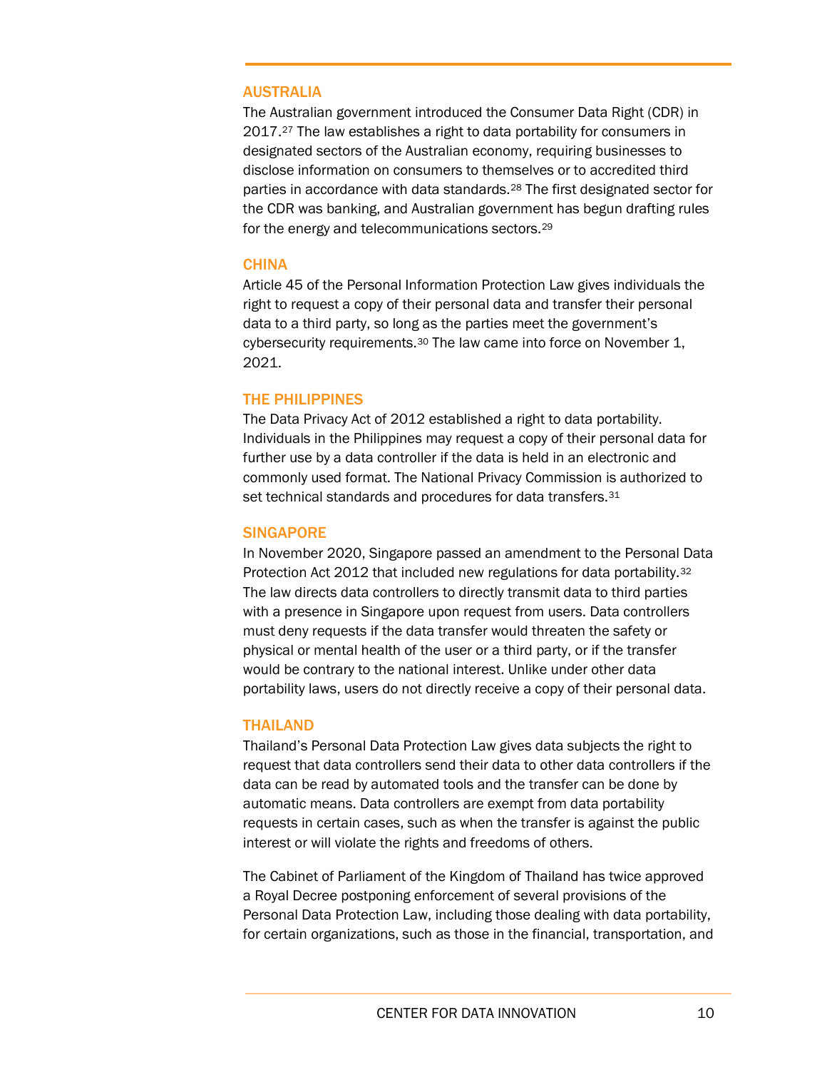### AUSTRALIA

The Australian government introduced the Consumer Data Right (CDR) in 2017.[27] The law establishes a right to data portability for consumers in designated sectors of the Australian economy, requiring businesses to disclose information on consumers to themselves or to accredited third parties in accordance with data standards.[28] The first designated sector for the CDR was banking, and Australian government has begun drafting rules for the energy and telecommunications sectors.[29]

### CHINA

Article 45 of the Personal Information Protection Law gives individuals the right to request a copy of their personal data and transfer their personal data to a third party, so long as the parties meet the government's cybersecurity requirements.[30] The law came into force on November 1, 2021.

### THE PHILIPPINES

The Data Privacy Act of 2012 established a right to data portability. Individuals in the Philippines may request a copy of their personal data for further use by a data controller if the data is held in an electronic and commonly used format. The National Privacy Commission is authorized to set technical standards and procedures for data transfers.[31]

### SINGAPORE

In November 2020, Singapore passed an amendment to the Personal Data Protection Act 2012 that included new regulations for data portability.[32] The law directs data controllers to directly transmit data to third parties with a presence in Singapore upon request from users. Data controllers must deny requests if the data transfer would threaten the safety or physical or mental health of the user or a third party, or if the transfer would be contrary to the national interest. Unlike under other data portability laws, users do not directly receive a copy of their personal data.

### THAILAND

Thailand's Personal Data Protection Law gives data subjects the right to request that data controllers send their data to other data controllers if the data can be read by automated tools and the transfer can be done by automatic means. Data controllers are exempt from data portability requests in certain cases, such as when the transfer is against the public interest or will violate the rights and freedoms of others.

The Cabinet of Parliament of the Kingdom of Thailand has twice approved a Royal Decree postponing enforcement of several provisions of the Personal Data Protection Law, including those dealing with data portability, for certain organizations, such as those in the financial, transportation, and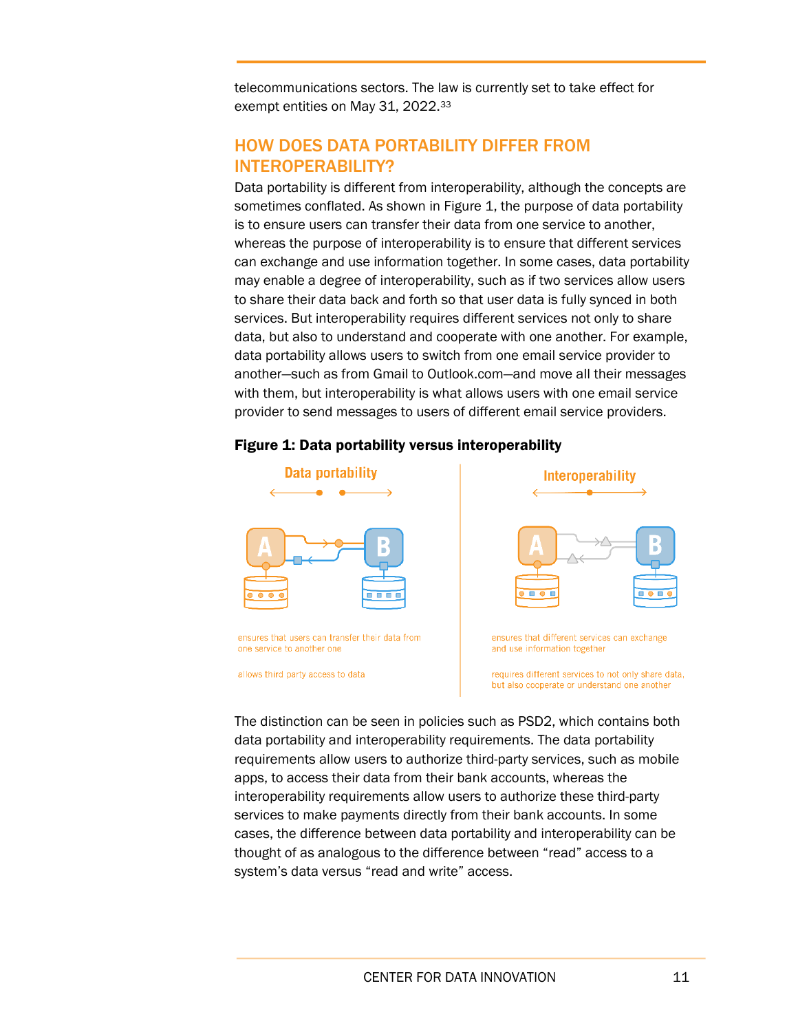telecommunications sectors. The law is currently set to take effect for exempt entities on May 31, 2022.[33]

## HOW DOES DATA PORTABILITY DIFFER FROM INTEROPERABILITY?

Data portability is different from interoperability, although the concepts are sometimes conflated. As shown in Figure 1, the purpose of data portability is to ensure users can transfer their data from one service to another, whereas the purpose of interoperability is to ensure that different services can exchange and use information together. In some cases, data portability may enable a degree of interoperability, such as if two services allow users to share their data back and forth so that user data is fully synced in both services. But interoperability requires different services not only to share data, but also to understand and cooperate with one another. For example, data portability allows users to switch from one email service provider to another—such as from Gmail to Outlook.com—and move all their messages with them, but interoperability is what allows users with one email service provider to send messages to users of different email service providers.

**Figure 1: Data portability versus interoperability**

Data portability

ensures that users can transfer their data from one service to another one

allows third party access to data

Interoperability

ensures that different services can exchange and use information together

requires different services to not only share data, but also cooperate or understand one another

The distinction can be seen in policies such as PSD2, which contains both data portability and interoperability requirements. The data portability requirements allow users to authorize third-party services, such as mobile apps, to access their data from their bank accounts, whereas the interoperability requirements allow users to authorize these third-party services to make payments directly from their bank accounts. In some cases, the difference between data portability and interoperability can be thought of as analogous to the difference between "read" access to a system's data versus "read and write" access.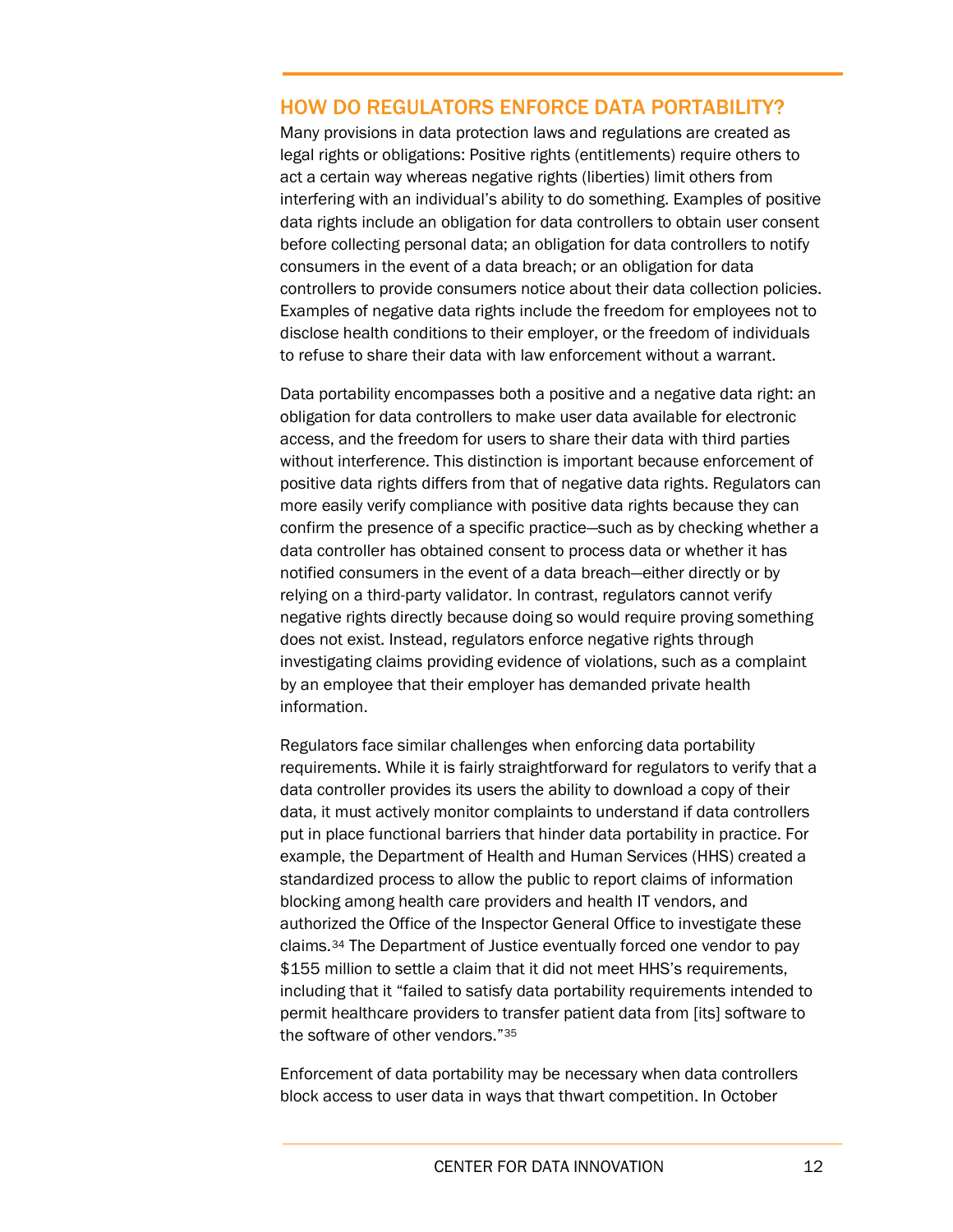## HOW DO REGULATORS ENFORCE DATA PORTABILITY?

Many provisions in data protection laws and regulations are created as legal rights or obligations: Positive rights (entitlements) require others to act a certain way whereas negative rights (liberties) limit others from interfering with an individual's ability to do something. Examples of positive data rights include an obligation for data controllers to obtain user consent before collecting personal data; an obligation for data controllers to notify consumers in the event of a data breach; or an obligation for data controllers to provide consumers notice about their data collection policies. Examples of negative data rights include the freedom for employees not to disclose health conditions to their employer, or the freedom of individuals to refuse to share their data with law enforcement without a warrant.

Data portability encompasses both a positive and a negative data right: an obligation for data controllers to make user data available for electronic access, and the freedom for users to share their data with third parties without interference. This distinction is important because enforcement of positive data rights differs from that of negative data rights. Regulators can more easily verify compliance with positive data rights because they can confirm the presence of a specific practice—such as by checking whether a data controller has obtained consent to process data or whether it has notified consumers in the event of a data breach—either directly or by relying on a third-party validator. In contrast, regulators cannot verify negative rights directly because doing so would require proving something does not exist. Instead, regulators enforce negative rights through investigating claims providing evidence of violations, such as a complaint by an employee that their employer has demanded private health information.

Regulators face similar challenges when enforcing data portability requirements. While it is fairly straightforward for regulators to verify that a data controller provides its users the ability to download a copy of their data, it must actively monitor complaints to understand if data controllers put in place functional barriers that hinder data portability in practice. For example, the Department of Health and Human Services (HHS) created a standardized process to allow the public to report claims of information blocking among health care providers and health IT vendors, and authorized the Office of the Inspector General Office to investigate these claims.[34] The Department of Justice eventually forced one vendor to pay $155 million to settle a claim that it did not meet HHS's requirements, including that it "failed to satisfy data portability requirements intended to permit healthcare providers to transfer patient data from [its] software to the software of other vendors."[35]

Enforcement of data portability may be necessary when data controllers block access to user data in ways that thwart competition. In October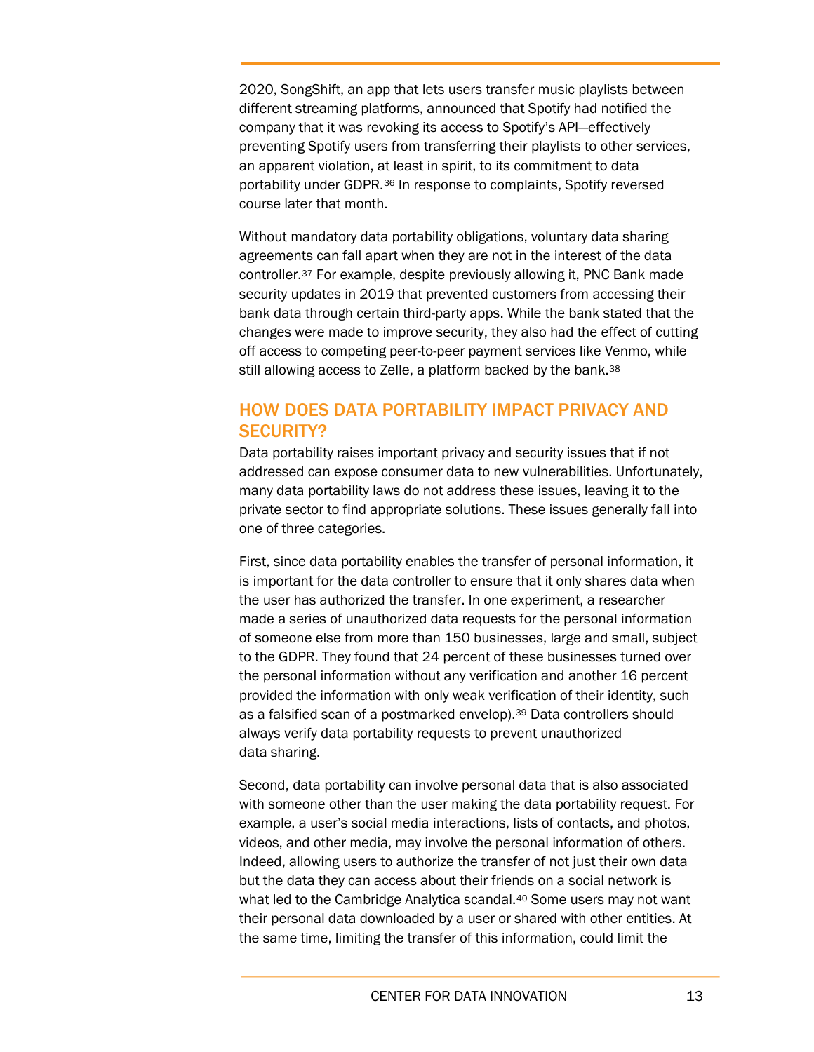2020, SongShift, an app that lets users transfer music playlists between different streaming platforms, announced that Spotify had notified the company that it was revoking its access to Spotify's API—effectively preventing Spotify users from transferring their playlists to other services, an apparent violation, at least in spirit, to its commitment to data portability under GDPR.[36] In response to complaints, Spotify reversed course later that month.

Without mandatory data portability obligations, voluntary data sharing agreements can fall apart when they are not in the interest of the data controller.[37] For example, despite previously allowing it, PNC Bank made security updates in 2019 that prevented customers from accessing their bank data through certain third-party apps. While the bank stated that the changes were made to improve security, they also had the effect of cutting off access to competing peer-to-peer payment services like Venmo, while still allowing access to Zelle, a platform backed by the bank.[38]

## HOW DOES DATA PORTABILITY IMPACT PRIVACY AND SECURITY?

Data portability raises important privacy and security issues that if not addressed can expose consumer data to new vulnerabilities. Unfortunately, many data portability laws do not address these issues, leaving it to the private sector to find appropriate solutions. These issues generally fall into one of three categories.

First, since data portability enables the transfer of personal information, it is important for the data controller to ensure that it only shares data when the user has authorized the transfer. In one experiment, a researcher made a series of unauthorized data requests for the personal information of someone else from more than 150 businesses, large and small, subject to the GDPR. They found that 24 percent of these businesses turned over the personal information without any verification and another 16 percent provided the information with only weak verification of their identity, such as a falsified scan of a postmarked envelop).[39] Data controllers should always verify data portability requests to prevent unauthorized data sharing.

Second, data portability can involve personal data that is also associated with someone other than the user making the data portability request. For example, a user's social media interactions, lists of contacts, and photos, videos, and other media, may involve the personal information of others. Indeed, allowing users to authorize the transfer of not just their own data but the data they can access about their friends on a social network is what led to the Cambridge Analytica scandal.[40] Some users may not want their personal data downloaded by a user or shared with other entities. At the same time, limiting the transfer of this information, could limit the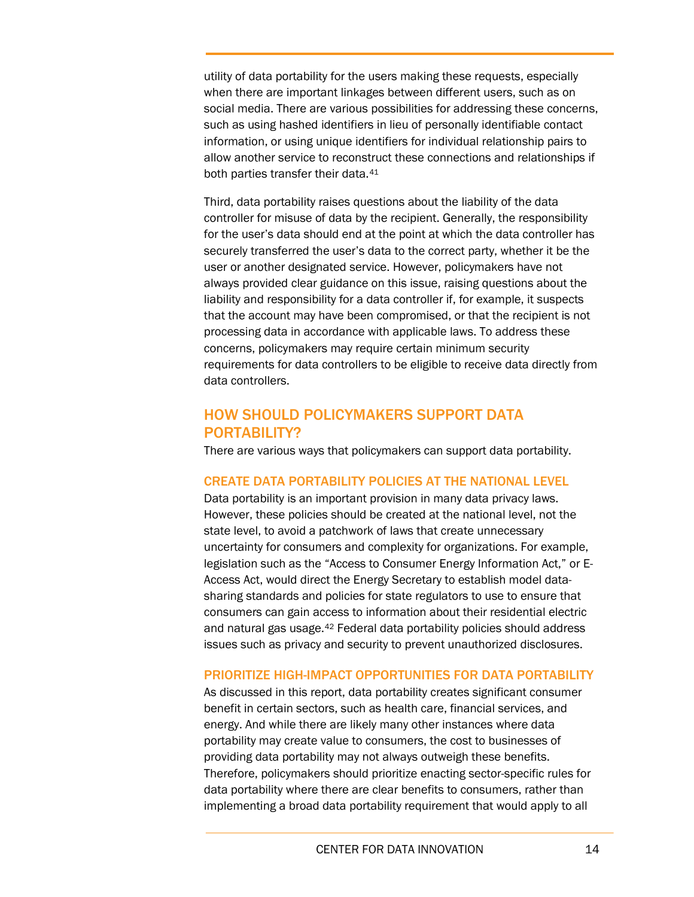utility of data portability for the users making these requests, especially when there are important linkages between different users, such as on social media. There are various possibilities for addressing these concerns, such as using hashed identifiers in lieu of personally identifiable contact information, or using unique identifiers for individual relationship pairs to allow another service to reconstruct these connections and relationships if both parties transfer their data.[41]

Third, data portability raises questions about the liability of the data controller for misuse of data by the recipient. Generally, the responsibility for the user's data should end at the point at which the data controller has securely transferred the user's data to the correct party, whether it be the user or another designated service. However, policymakers have not always provided clear guidance on this issue, raising questions about the liability and responsibility for a data controller if, for example, it suspects that the account may have been compromised, or that the recipient is not processing data in accordance with applicable laws. To address these concerns, policymakers may require certain minimum security requirements for data controllers to be eligible to receive data directly from data controllers.

## HOW SHOULD POLICYMAKERS SUPPORT DATA PORTABILITY?

There are various ways that policymakers can support data portability.

### CREATE DATA PORTABILITY POLICIES AT THE NATIONAL LEVEL

Data portability is an important provision in many data privacy laws. However, these policies should be created at the national level, not the state level, to avoid a patchwork of laws that create unnecessary uncertainty for consumers and complexity for organizations. For example, legislation such as the "Access to Consumer Energy Information Act," or E-Access Act, would direct the Energy Secretary to establish model data-sharing standards and policies for state regulators to use to ensure that consumers can gain access to information about their residential electric and natural gas usage.[42] Federal data portability policies should address issues such as privacy and security to prevent unauthorized disclosures.

### PRIORITIZE HIGH-IMPACT OPPORTUNITIES FOR DATA PORTABILITY

As discussed in this report, data portability creates significant consumer benefit in certain sectors, such as health care, financial services, and energy. And while there are likely many other instances where data portability may create value to consumers, the cost to businesses of providing data portability may not always outweigh these benefits. Therefore, policymakers should prioritize enacting sector-specific rules for data portability where there are clear benefits to consumers, rather than implementing a broad data portability requirement that would apply to all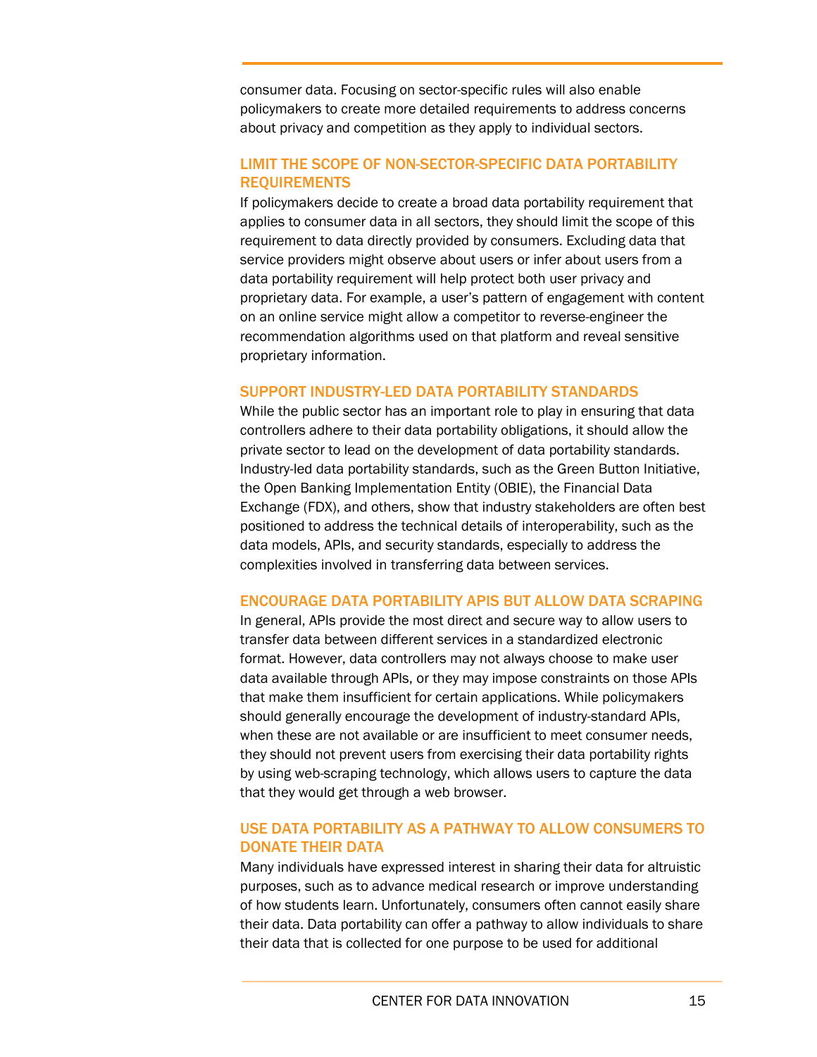consumer data. Focusing on sector-specific rules will also enable policymakers to create more detailed requirements to address concerns about privacy and competition as they apply to individual sectors.

### LIMIT THE SCOPE OF NON-SECTOR-SPECIFIC DATA PORTABILITY REQUIREMENTS

If policymakers decide to create a broad data portability requirement that applies to consumer data in all sectors, they should limit the scope of this requirement to data directly provided by consumers. Excluding data that service providers might observe about users or infer about users from a data portability requirement will help protect both user privacy and proprietary data. For example, a user's pattern of engagement with content on an online service might allow a competitor to reverse-engineer the recommendation algorithms used on that platform and reveal sensitive proprietary information.

### SUPPORT INDUSTRY-LED DATA PORTABILITY STANDARDS

While the public sector has an important role to play in ensuring that data controllers adhere to their data portability obligations, it should allow the private sector to lead on the development of data portability standards. Industry-led data portability standards, such as the Green Button Initiative, the Open Banking Implementation Entity (OBIE), the Financial Data Exchange (FDX), and others, show that industry stakeholders are often best positioned to address the technical details of interoperability, such as the data models, APIs, and security standards, especially to address the complexities involved in transferring data between services.

### ENCOURAGE DATA PORTABILITY APIS BUT ALLOW DATA SCRAPING

In general, APIs provide the most direct and secure way to allow users to transfer data between different services in a standardized electronic format. However, data controllers may not always choose to make user data available through APIs, or they may impose constraints on those APIs that make them insufficient for certain applications. While policymakers should generally encourage the development of industry-standard APIs, when these are not available or are insufficient to meet consumer needs, they should not prevent users from exercising their data portability rights by using web-scraping technology, which allows users to capture the data that they would get through a web browser.

### USE DATA PORTABILITY AS A PATHWAY TO ALLOW CONSUMERS TO DONATE THEIR DATA

Many individuals have expressed interest in sharing their data for altruistic purposes, such as to advance medical research or improve understanding of how students learn. Unfortunately, consumers often cannot easily share their data. Data portability can offer a pathway to allow individuals to share their data that is collected for one purpose to be used for additional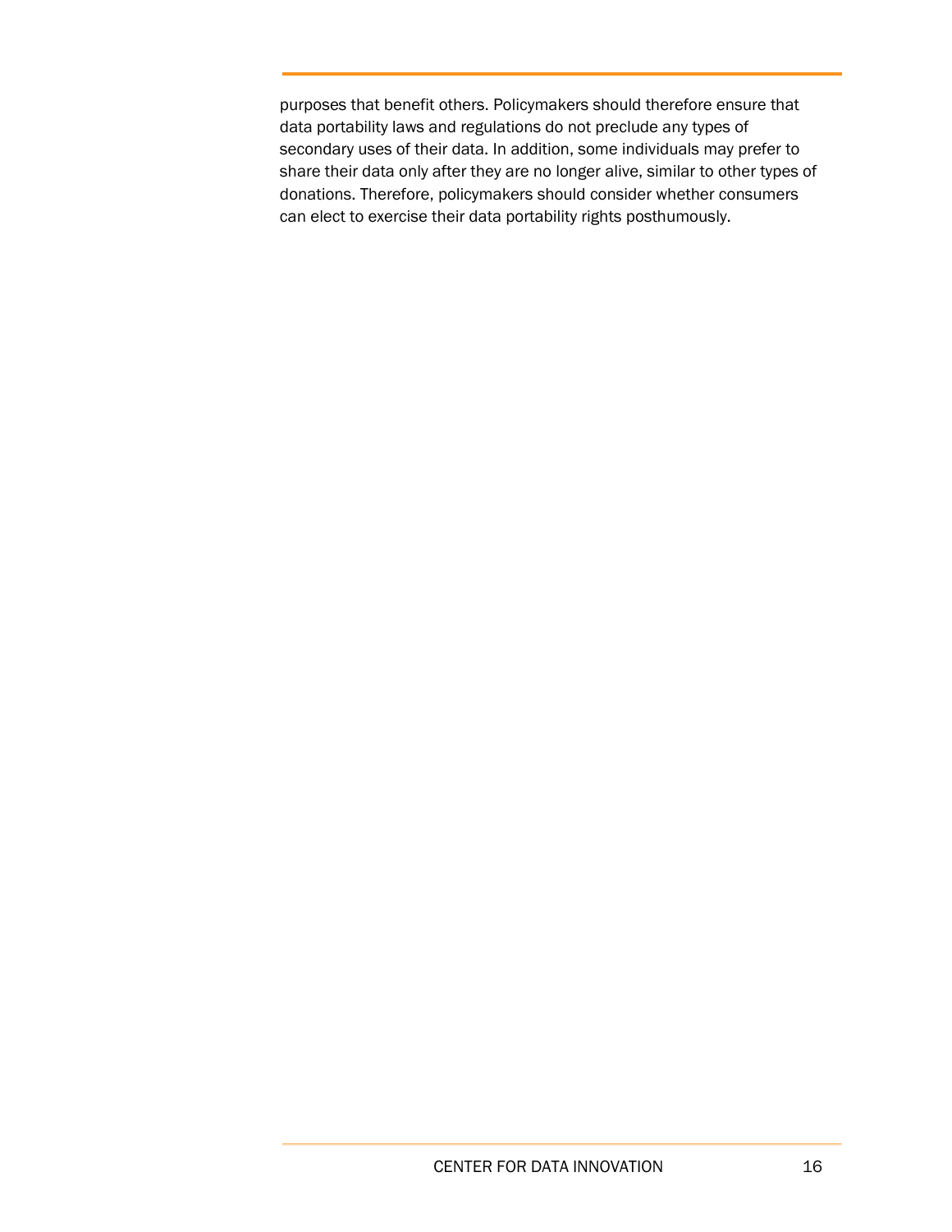purposes that benefit others. Policymakers should therefore ensure that data portability laws and regulations do not preclude any types of secondary uses of their data. In addition, some individuals may prefer to share their data only after they are no longer alive, similar to other types of donations. Therefore, policymakers should consider whether consumers can elect to exercise their data portability rights posthumously.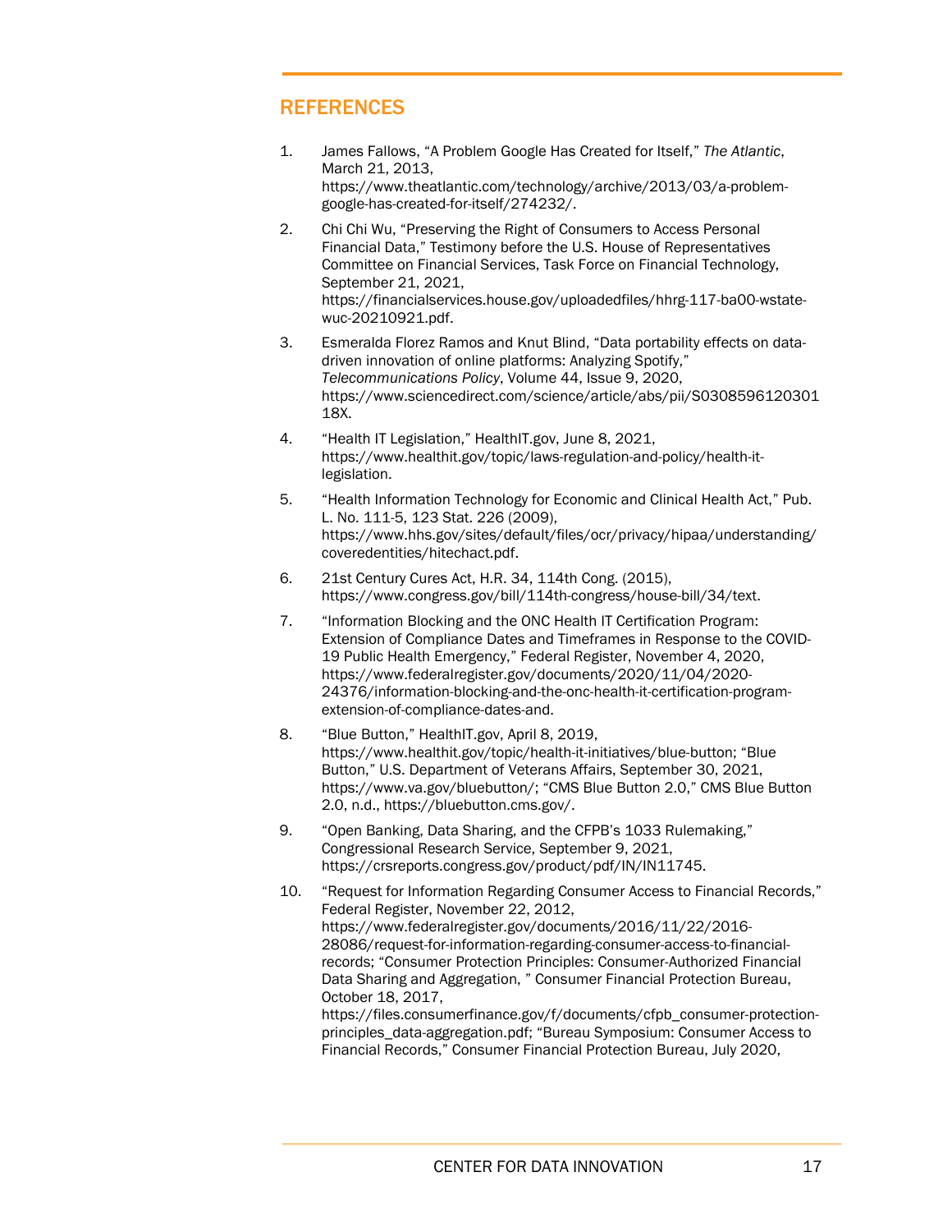## REFERENCES

1. James Fallows, "A Problem Google Has Created for Itself," *The Atlantic*, March 21, 2013, https://www.theatlantic.com/technology/archive/2013/03/a-problem-google-has-created-for-itself/274232/.

2. Chi Chi Wu, "Preserving the Right of Consumers to Access Personal Financial Data," Testimony before the U.S. House of Representatives Committee on Financial Services, Task Force on Financial Technology, September 21, 2021, https://financialservices.house.gov/uploadedfiles/hhrg-117-ba00-wstate-wuc-20210921.pdf.

3. Esmeralda Florez Ramos and Knut Blind, "Data portability effects on data-driven innovation of online platforms: Analyzing Spotify," *Telecommunications Policy*, Volume 44, Issue 9, 2020, https://www.sciencedirect.com/science/article/abs/pii/S030859612030118X.

4. "Health IT Legislation," HealthIT.gov, June 8, 2021, https://www.healthit.gov/topic/laws-regulation-and-policy/health-it-legislation.

5. "Health Information Technology for Economic and Clinical Health Act," Pub. L. No. 111-5, 123 Stat. 226 (2009), https://www.hhs.gov/sites/default/files/ocr/privacy/hipaa/understanding/coveredentities/hitechact.pdf.

6. 21st Century Cures Act, H.R. 34, 114th Cong. (2015), https://www.congress.gov/bill/114th-congress/house-bill/34/text.

7. "Information Blocking and the ONC Health IT Certification Program: Extension of Compliance Dates and Timeframes in Response to the COVID-19 Public Health Emergency," Federal Register, November 4, 2020, https://www.federalregister.gov/documents/2020/11/04/2020-24376/information-blocking-and-the-onc-health-it-certification-program-extension-of-compliance-dates-and.

8. "Blue Button," HealthIT.gov, April 8, 2019, https://www.healthit.gov/topic/health-it-initiatives/blue-button; "Blue Button," U.S. Department of Veterans Affairs, September 30, 2021, https://www.va.gov/bluebutton/; "CMS Blue Button 2.0," CMS Blue Button 2.0, n.d., https://bluebutton.cms.gov/.

9. "Open Banking, Data Sharing, and the CFPB's 1033 Rulemaking," Congressional Research Service, September 9, 2021, https://crsreports.congress.gov/product/pdf/IN/IN11745.

10. "Request for Information Regarding Consumer Access to Financial Records," Federal Register, November 22, 2012, https://www.federalregister.gov/documents/2016/11/22/2016-28086/request-for-information-regarding-consumer-access-to-financial-records; "Consumer Protection Principles: Consumer-Authorized Financial Data Sharing and Aggregation, " Consumer Financial Protection Bureau, October 18, 2017, https://files.consumerfinance.gov/f/documents/cfpb_consumer-protection-principles_data-aggregation.pdf; "Bureau Symposium: Consumer Access to Financial Records," Consumer Financial Protection Bureau, July 2020,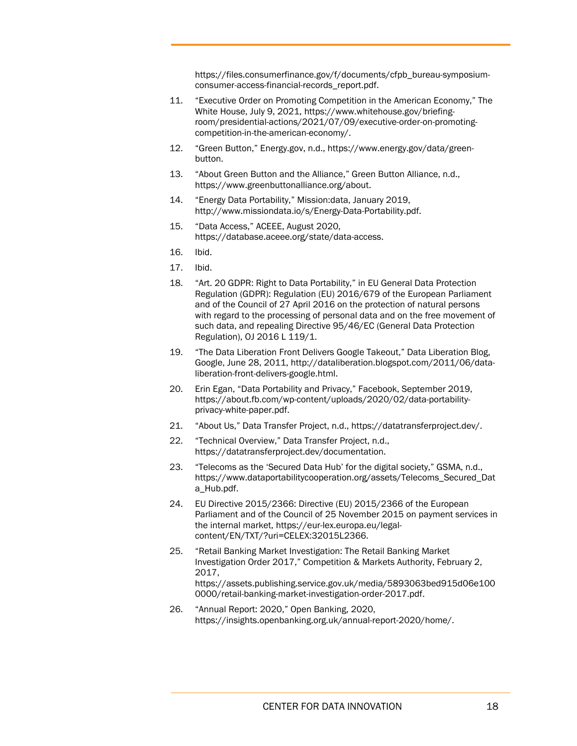https://files.consumerfinance.gov/f/documents/cfpb_bureau-symposium-consumer-access-financial-records_report.pdf.

11. "Executive Order on Promoting Competition in the American Economy," The White House, July 9, 2021, https://www.whitehouse.gov/briefing-room/presidential-actions/2021/07/09/executive-order-on-promoting-competition-in-the-american-economy/.
12. "Green Button," Energy.gov, n.d., https://www.energy.gov/data/green-button.
13. "About Green Button and the Alliance," Green Button Alliance, n.d., https://www.greenbuttonalliance.org/about.
14. "Energy Data Portability," Mission:data, January 2019, http://www.missiondata.io/s/Energy-Data-Portability.pdf.
15. "Data Access," ACEEE, August 2020, https://database.aceee.org/state/data-access.
16. Ibid.
17. Ibid.
18. "Art. 20 GDPR: Right to Data Portability," in EU General Data Protection Regulation (GDPR): Regulation (EU) 2016/679 of the European Parliament and of the Council of 27 April 2016 on the protection of natural persons with regard to the processing of personal data and on the free movement of such data, and repealing Directive 95/46/EC (General Data Protection Regulation), OJ 2016 L 119/1.
19. "The Data Liberation Front Delivers Google Takeout," Data Liberation Blog, Google, June 28, 2011, http://dataliberation.blogspot.com/2011/06/data-liberation-front-delivers-google.html.
20. Erin Egan, "Data Portability and Privacy," Facebook, September 2019, https://about.fb.com/wp-content/uploads/2020/02/data-portability-privacy-white-paper.pdf.
21. "About Us," Data Transfer Project, n.d., https://datatransferproject.dev/.
22. "Technical Overview," Data Transfer Project, n.d., https://datatransferproject.dev/documentation.
23. "Telecoms as the 'Secured Data Hub' for the digital society," GSMA, n.d., https://www.dataportabilitycooperation.org/assets/Telecoms_Secured_Data_Hub.pdf.
24. EU Directive 2015/2366: Directive (EU) 2015/2366 of the European Parliament and of the Council of 25 November 2015 on payment services in the internal market, https://eur-lex.europa.eu/legal-content/EN/TXT/?uri=CELEX:32015L2366.
25. "Retail Banking Market Investigation: The Retail Banking Market Investigation Order 2017," Competition & Markets Authority, February 2, 2017, https://assets.publishing.service.gov.uk/media/5893063bed915d06e1000000/retail-banking-market-investigation-order-2017.pdf.
26. "Annual Report: 2020," Open Banking, 2020, https://insights.openbanking.org.uk/annual-report-2020/home/.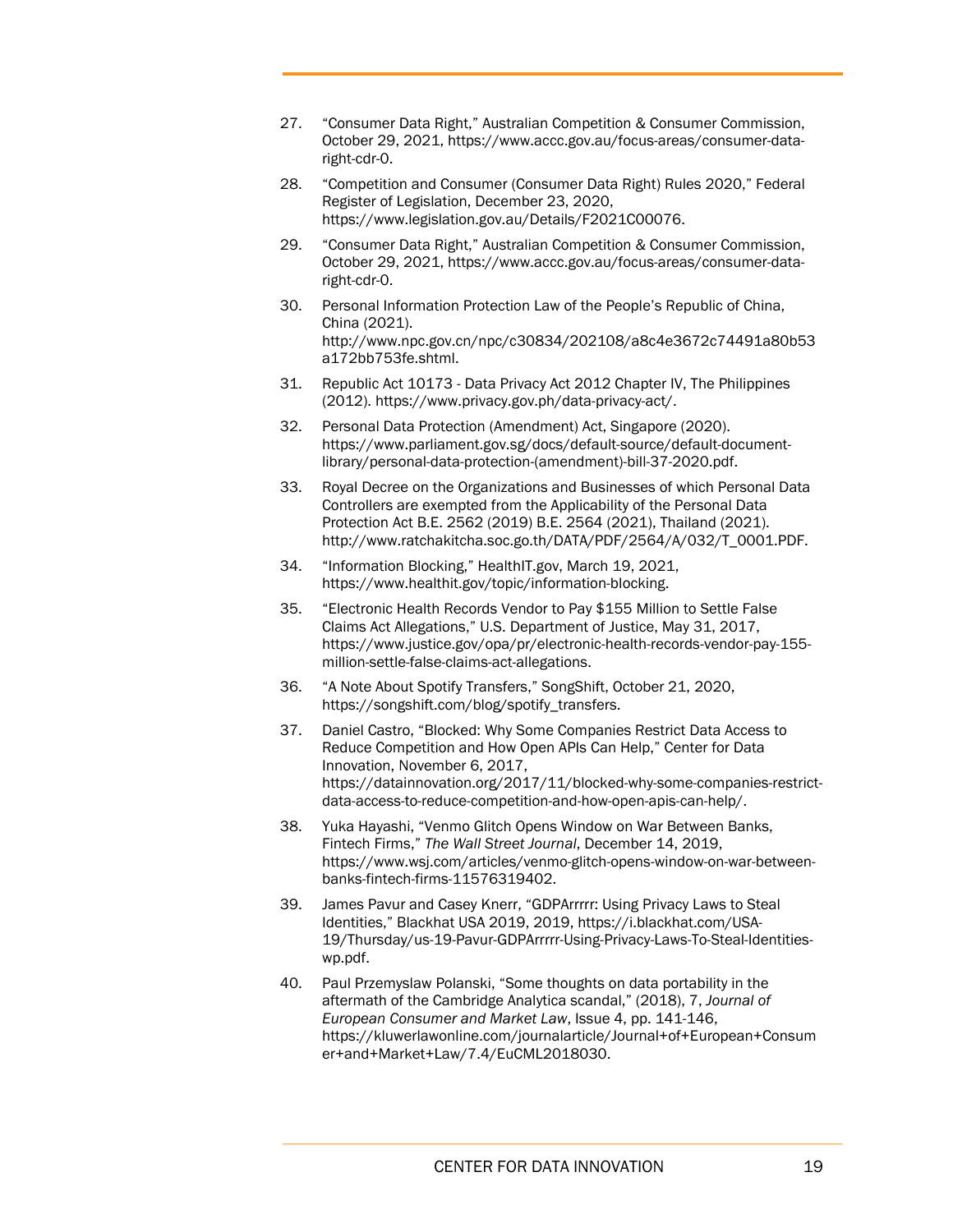27. "Consumer Data Right," Australian Competition & Consumer Commission, October 29, 2021, https://www.accc.gov.au/focus-areas/consumer-data-right-cdr-0.

28. "Competition and Consumer (Consumer Data Right) Rules 2020," Federal Register of Legislation, December 23, 2020, https://www.legislation.gov.au/Details/F2021C00076.

29. "Consumer Data Right," Australian Competition & Consumer Commission, October 29, 2021, https://www.accc.gov.au/focus-areas/consumer-data-right-cdr-0.

30. Personal Information Protection Law of the People's Republic of China, China (2021). http://www.npc.gov.cn/npc/c30834/202108/a8c4e3672c74491a80b53a172bb753fe.shtml.

31. Republic Act 10173 - Data Privacy Act 2012 Chapter IV, The Philippines (2012). https://www.privacy.gov.ph/data-privacy-act/.

32. Personal Data Protection (Amendment) Act, Singapore (2020). https://www.parliament.gov.sg/docs/default-source/default-document-library/personal-data-protection-(amendment)-bill-37-2020.pdf.

33. Royal Decree on the Organizations and Businesses of which Personal Data Controllers are exempted from the Applicability of the Personal Data Protection Act B.E. 2562 (2019) B.E. 2564 (2021), Thailand (2021). http://www.ratchakitcha.soc.go.th/DATA/PDF/2564/A/032/T_0001.PDF.

34. "Information Blocking," HealthIT.gov, March 19, 2021, https://www.healthit.gov/topic/information-blocking.

35. "Electronic Health Records Vendor to Pay $155 Million to Settle False Claims Act Allegations," U.S. Department of Justice, May 31, 2017, https://www.justice.gov/opa/pr/electronic-health-records-vendor-pay-155-million-settle-false-claims-act-allegations.

36. "A Note About Spotify Transfers," SongShift, October 21, 2020, https://songshift.com/blog/spotify_transfers.

37. Daniel Castro, "Blocked: Why Some Companies Restrict Data Access to Reduce Competition and How Open APIs Can Help," Center for Data Innovation, November 6, 2017, https://datainnovation.org/2017/11/blocked-why-some-companies-restrict-data-access-to-reduce-competition-and-how-open-apis-can-help/.

38. Yuka Hayashi, "Venmo Glitch Opens Window on War Between Banks, Fintech Firms," *The Wall Street Journal*, December 14, 2019, https://www.wsj.com/articles/venmo-glitch-opens-window-on-war-between-banks-fintech-firms-11576319402.

39. James Pavur and Casey Knerr, "GDPArrrrr: Using Privacy Laws to Steal Identities," Blackhat USA 2019, 2019, https://i.blackhat.com/USA-19/Thursday/us-19-Pavur-GDPArrrrr-Using-Privacy-Laws-To-Steal-Identities-wp.pdf.

40. Paul Przemyslaw Polanski, "Some thoughts on data portability in the aftermath of the Cambridge Analytica scandal," (2018), 7, *Journal of European Consumer and Market Law*, Issue 4, pp. 141-146, https://kluwerlawonline.com/journalarticle/Journal+of+European+Consumer+and+Market+Law/7.4/EuCML2018030.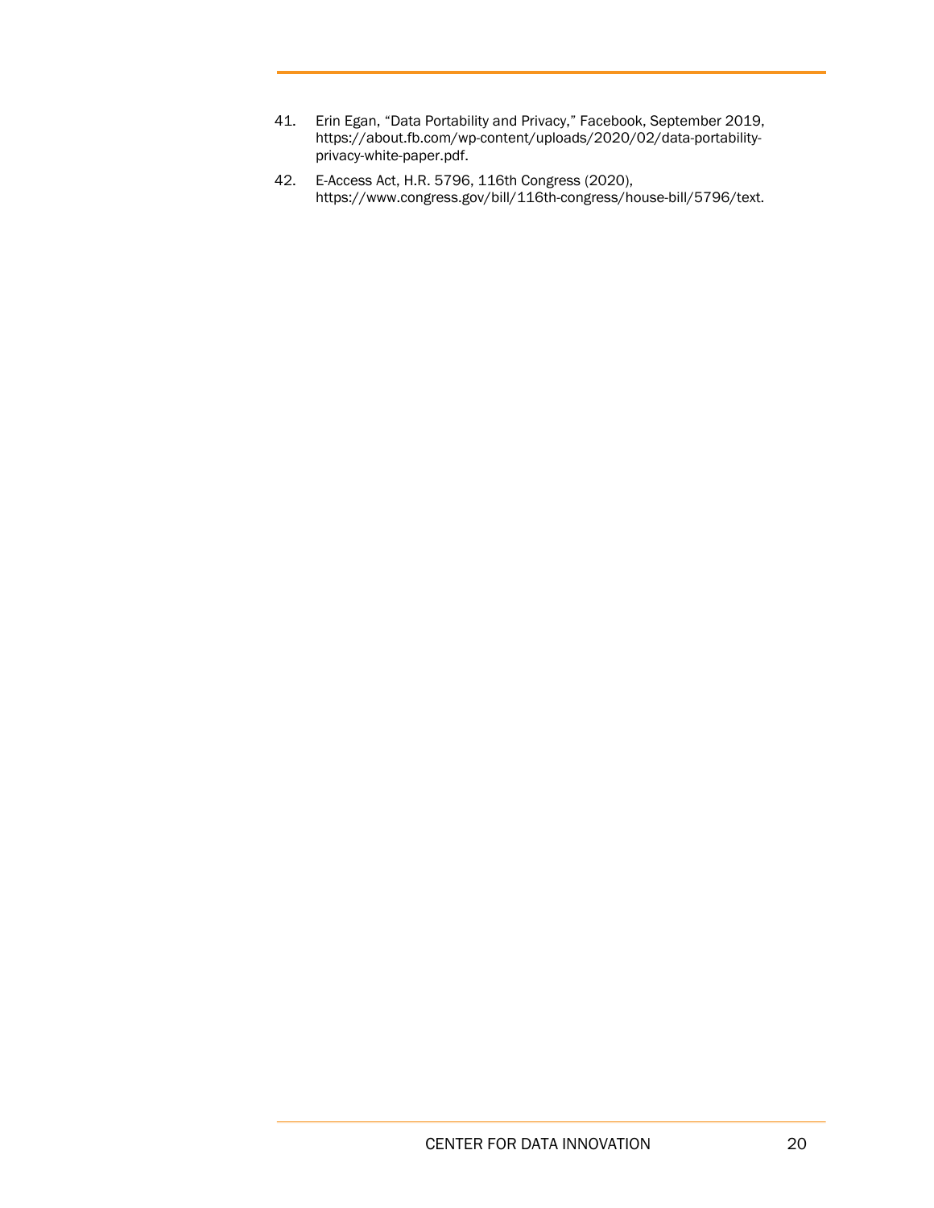41. Erin Egan, "Data Portability and Privacy," Facebook, September 2019, https://about.fb.com/wp-content/uploads/2020/02/data-portability-privacy-white-paper.pdf.
42. E-Access Act, H.R. 5796, 116th Congress (2020), https://www.congress.gov/bill/116th-congress/house-bill/5796/text.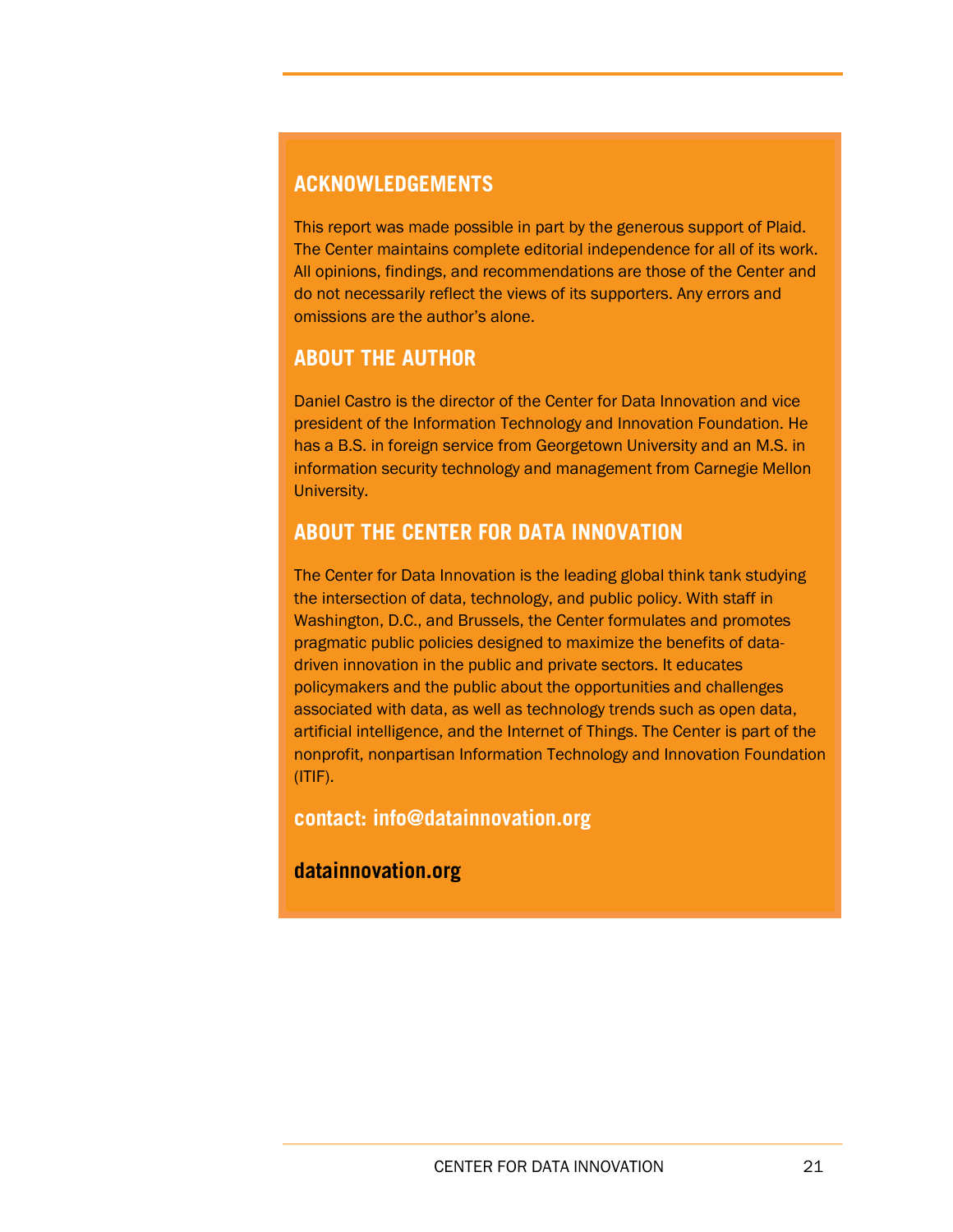## ACKNOWLEDGEMENTS

This report was made possible in part by the generous support of Plaid. The Center maintains complete editorial independence for all of its work. All opinions, findings, and recommendations are those of the Center and do not necessarily reflect the views of its supporters. Any errors and omissions are the author's alone.

## ABOUT THE AUTHOR

Daniel Castro is the director of the Center for Data Innovation and vice president of the Information Technology and Innovation Foundation. He has a B.S. in foreign service from Georgetown University and an M.S. in information security technology and management from Carnegie Mellon University.

## ABOUT THE CENTER FOR DATA INNOVATION

The Center for Data Innovation is the leading global think tank studying the intersection of data, technology, and public policy. With staff in Washington, D.C., and Brussels, the Center formulates and promotes pragmatic public policies designed to maximize the benefits of data-driven innovation in the public and private sectors. It educates policymakers and the public about the opportunities and challenges associated with data, as well as technology trends such as open data, artificial intelligence, and the Internet of Things. The Center is part of the nonprofit, nonpartisan Information Technology and Innovation Foundation (ITIF).

**contact: info@datainnovation.org**

**datainnovation.org**